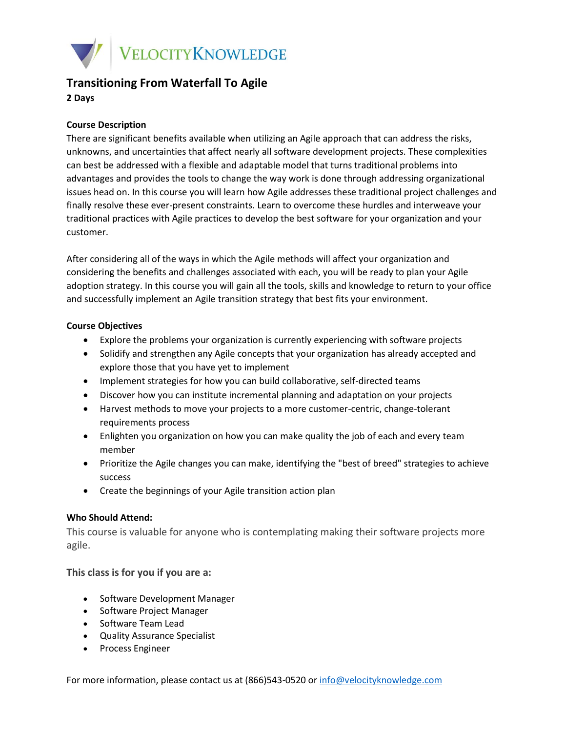VelocityKnowledge

# Transitioning From Waterfall To Agile

**2 Days**

**Course Description**

There are significant benefits available when utilizing an Agile approach that can address the risks, unknowns, and uncertainties that affect nearly all software development projects. These complexities can best be addressed with a flexible and adaptable model that turns traditional problems into advantages and provides the tools to change the way work is done through addressing organizational issues head on. In this course you will learn how Agile addresses these traditional project challenges and finally resolve these ever-present constraints. Learn to overcome these hurdles and interweave your traditional practices with Agile practices to develop the best software for your organization and your customer.

After considering all of the ways in which the Agile methods will affect your organization and considering the benefits and challenges associated with each, you will be ready to plan your Agile adoption strategy. In this course you will gain all the tools, skills and knowledge to return to your office and successfully implement an Agile transition strategy that best fits your environment.

**Course Objectives**

- Explore the problems your organization is currently experiencing with software projects
- Solidify and strengthen any Agile concepts that your organization has already accepted and explore those that you have yet to implement
- Implement strategies for how you can build collaborative, self-directed teams
- Discover how you can institute incremental planning and adaptation on your projects
- Harvest methods to move your projects to a more customer-centric, change-tolerant requirements process
- Enlighten you organization on how you can make quality the job of each and every team member
- Prioritize the Agile changes you can make, identifying the "best of breed" strategies to achieve success
- Create the beginnings of your Agile transition action plan

**Who Should Attend:**

This course is valuable for anyone who is contemplating making their software projects more agile.

**This class is for you if you are a:**

- Software Development Manager
- Software Project Manager
- Software Team Lead
- Quality Assurance Specialist
- Process Engineer

For more information, please contact us at (866)543-0520 or info@velocityknowledge.com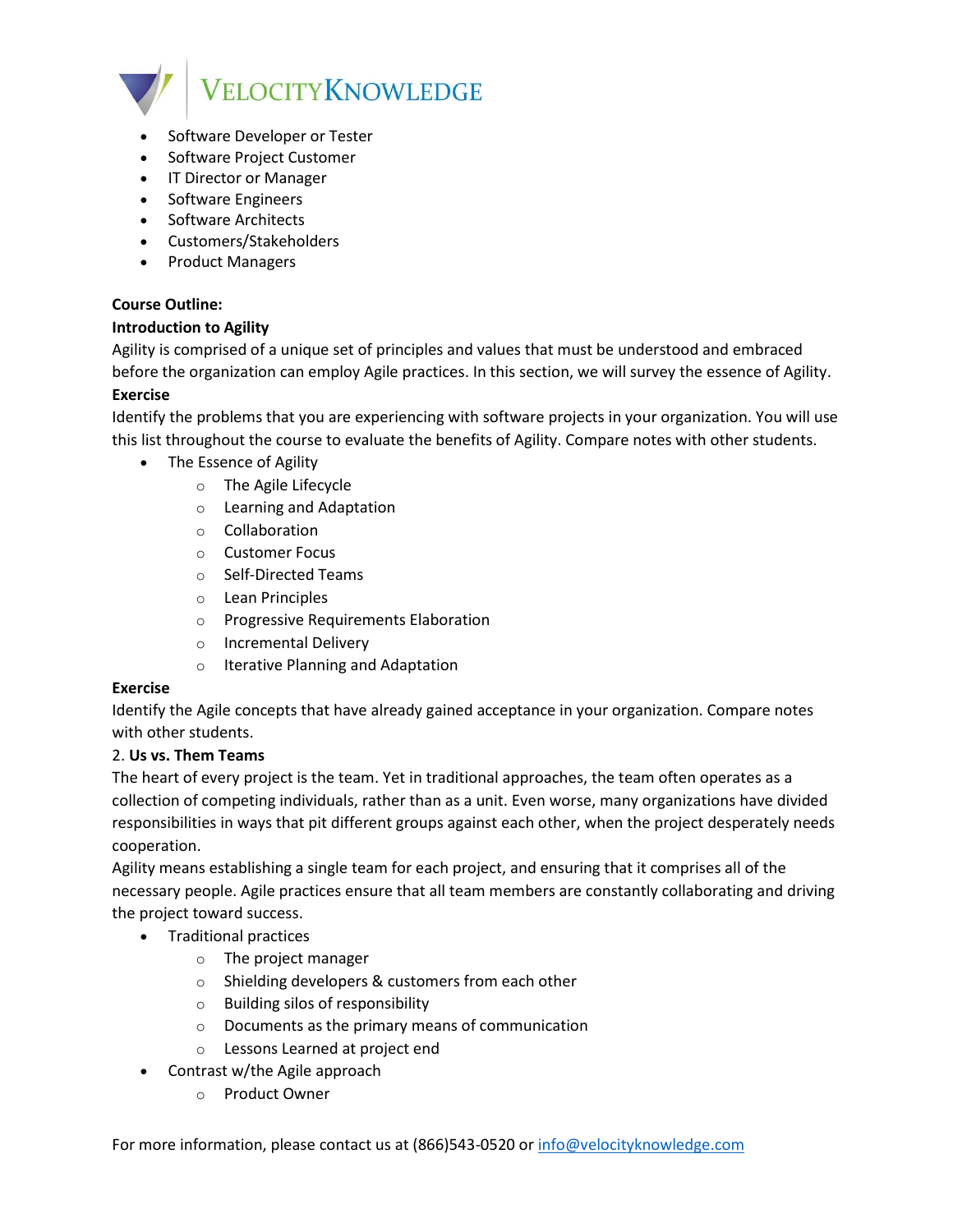- Software Developer or Tester
- Software Project Customer
- IT Director or Manager
- Software Engineers
- Software Architects
- Customers/Stakeholders
- Product Managers

**Course Outline:**

**Introduction to Agility**

Agility is comprised of a unique set of principles and values that must be understood and embraced before the organization can employ Agile practices. In this section, we will survey the essence of Agility.

**Exercise**

Identify the problems that you are experiencing with software projects in your organization. You will use this list throughout the course to evaluate the benefits of Agility. Compare notes with other students.

- The Essence of Agility
  - The Agile Lifecycle
  - Learning and Adaptation
  - Collaboration
  - Customer Focus
  - Self-Directed Teams
  - Lean Principles
  - Progressive Requirements Elaboration
  - Incremental Delivery
  - Iterative Planning and Adaptation

**Exercise**

Identify the Agile concepts that have already gained acceptance in your organization. Compare notes with other students.

2. **Us vs. Them Teams**

The heart of every project is the team. Yet in traditional approaches, the team often operates as a collection of competing individuals, rather than as a unit. Even worse, many organizations have divided responsibilities in ways that pit different groups against each other, when the project desperately needs cooperation.

Agility means establishing a single team for each project, and ensuring that it comprises all of the necessary people. Agile practices ensure that all team members are constantly collaborating and driving the project toward success.

- Traditional practices
  - The project manager
  - Shielding developers & customers from each other
  - Building silos of responsibility
  - Documents as the primary means of communication
  - Lessons Learned at project end
- Contrast w/the Agile approach
  - Product Owner

For more information, please contact us at (866)543-0520 or info@velocityknowledge.com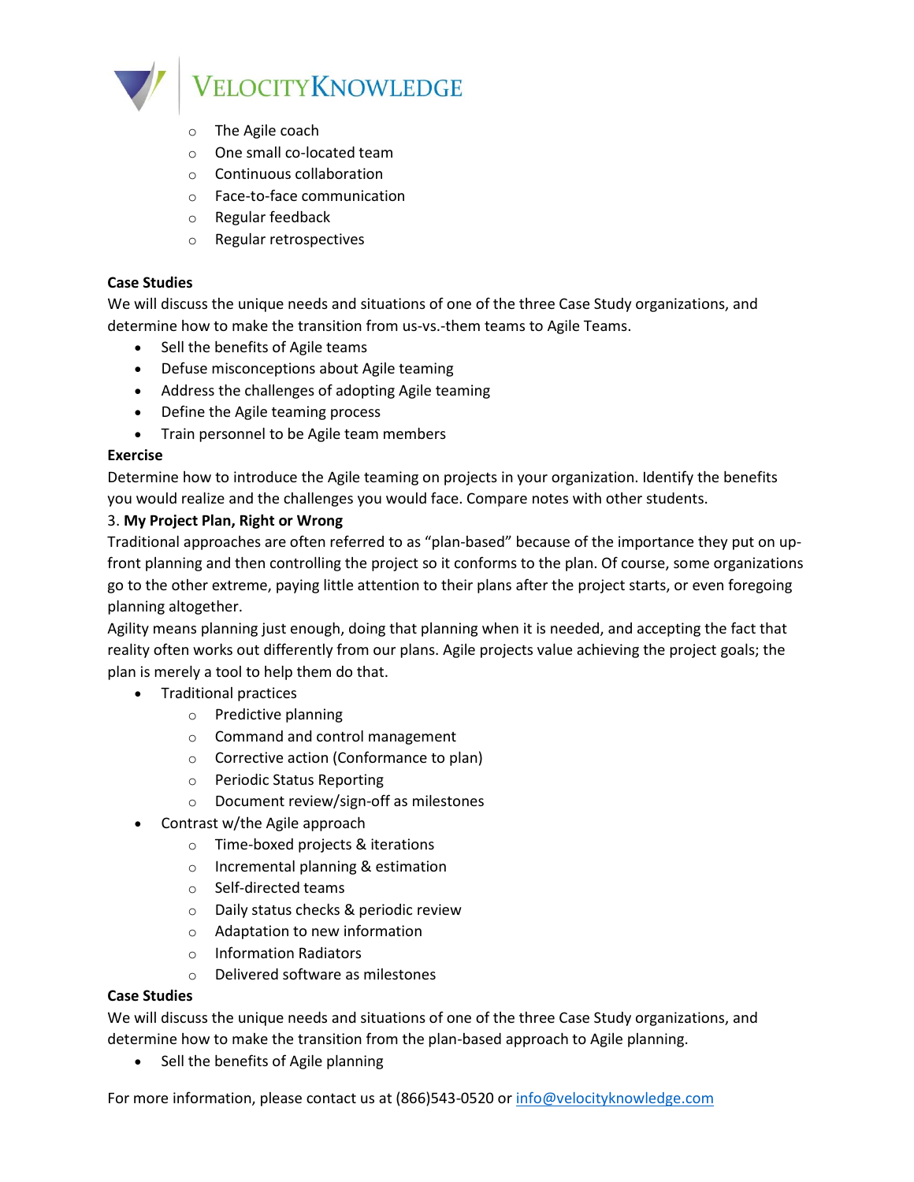- The Agile coach
  - One small co-located team
  - Continuous collaboration
  - Face-to-face communication
  - Regular feedback
  - Regular retrospectives

**Case Studies**

We will discuss the unique needs and situations of one of the three Case Study organizations, and determine how to make the transition from us-vs.-them teams to Agile Teams.

- Sell the benefits of Agile teams
- Defuse misconceptions about Agile teaming
- Address the challenges of adopting Agile teaming
- Define the Agile teaming process
- Train personnel to be Agile team members

**Exercise**

Determine how to introduce the Agile teaming on projects in your organization. Identify the benefits you would realize and the challenges you would face. Compare notes with other students.

3. **My Project Plan, Right or Wrong**

Traditional approaches are often referred to as "plan-based" because of the importance they put on up-front planning and then controlling the project so it conforms to the plan. Of course, some organizations go to the other extreme, paying little attention to their plans after the project starts, or even foregoing planning altogether.

Agility means planning just enough, doing that planning when it is needed, and accepting the fact that reality often works out differently from our plans. Agile projects value achieving the project goals; the plan is merely a tool to help them do that.

- Traditional practices
  - Predictive planning
  - Command and control management
  - Corrective action (Conformance to plan)
  - Periodic Status Reporting
  - Document review/sign-off as milestones
- Contrast w/the Agile approach
  - Time-boxed projects & iterations
  - Incremental planning & estimation
  - Self-directed teams
  - Daily status checks & periodic review
  - Adaptation to new information
  - Information Radiators
  - Delivered software as milestones

**Case Studies**

We will discuss the unique needs and situations of one of the three Case Study organizations, and determine how to make the transition from the plan-based approach to Agile planning.

- Sell the benefits of Agile planning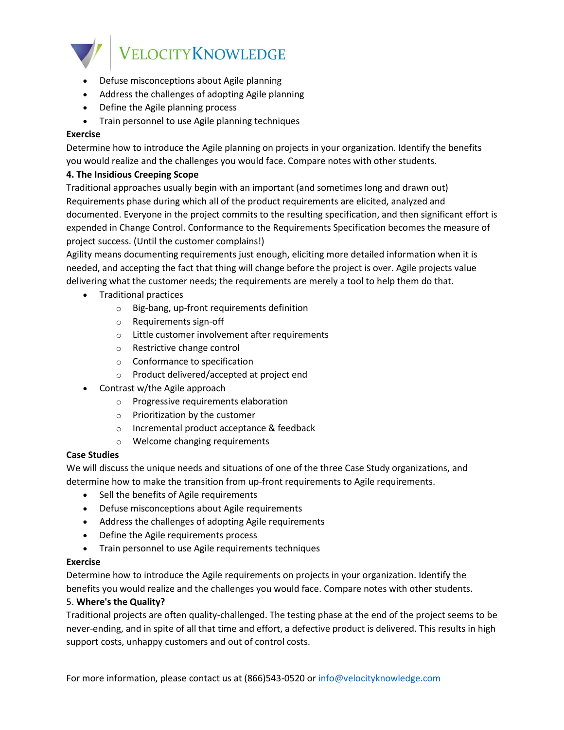- Defuse misconceptions about Agile planning
- Address the challenges of adopting Agile planning
- Define the Agile planning process
- Train personnel to use Agile planning techniques

**Exercise**

Determine how to introduce the Agile planning on projects in your organization. Identify the benefits you would realize and the challenges you would face. Compare notes with other students.

**4. The Insidious Creeping Scope**

Traditional approaches usually begin with an important (and sometimes long and drawn out) Requirements phase during which all of the product requirements are elicited, analyzed and documented. Everyone in the project commits to the resulting specification, and then significant effort is expended in Change Control. Conformance to the Requirements Specification becomes the measure of project success. (Until the customer complains!)

Agility means documenting requirements just enough, eliciting more detailed information when it is needed, and accepting the fact that thing will change before the project is over. Agile projects value delivering what the customer needs; the requirements are merely a tool to help them do that.

- Traditional practices
  - Big-bang, up-front requirements definition
  - Requirements sign-off
  - Little customer involvement after requirements
  - Restrictive change control
  - Conformance to specification
  - Product delivered/accepted at project end
- Contrast w/the Agile approach
  - Progressive requirements elaboration
  - Prioritization by the customer
  - Incremental product acceptance & feedback
  - Welcome changing requirements

**Case Studies**

We will discuss the unique needs and situations of one of the three Case Study organizations, and determine how to make the transition from up-front requirements to Agile requirements.

- Sell the benefits of Agile requirements
- Defuse misconceptions about Agile requirements
- Address the challenges of adopting Agile requirements
- Define the Agile requirements process
- Train personnel to use Agile requirements techniques

**Exercise**

Determine how to introduce the Agile requirements on projects in your organization. Identify the benefits you would realize and the challenges you would face. Compare notes with other students.

5. **Where's the Quality?**

Traditional projects are often quality-challenged. The testing phase at the end of the project seems to be never-ending, and in spite of all that time and effort, a defective product is delivered. This results in high support costs, unhappy customers and out of control costs.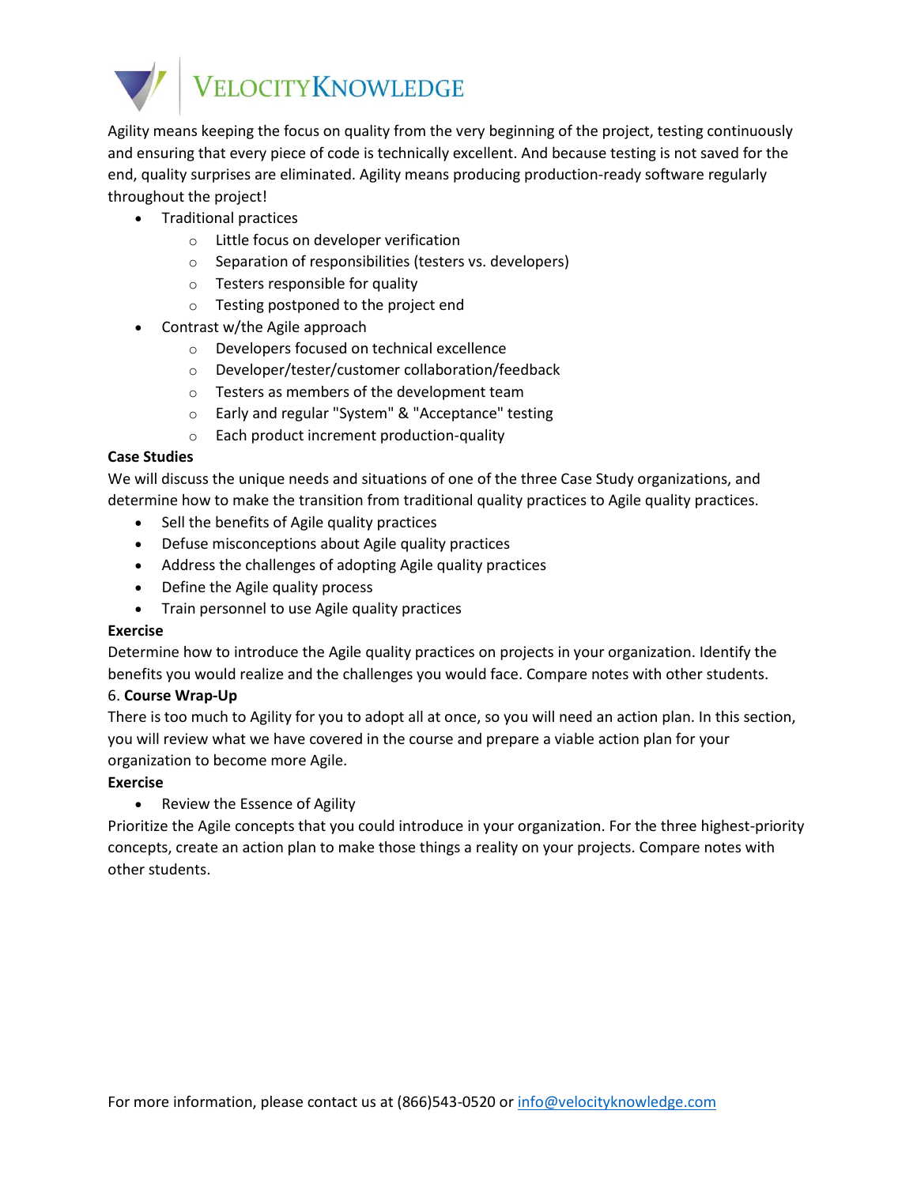Agility means keeping the focus on quality from the very beginning of the project, testing continuously and ensuring that every piece of code is technically excellent. And because testing is not saved for the end, quality surprises are eliminated. Agility means producing production-ready software regularly throughout the project!

- Traditional practices
  - Little focus on developer verification
  - Separation of responsibilities (testers vs. developers)
  - Testers responsible for quality
  - Testing postponed to the project end
- Contrast w/the Agile approach
  - Developers focused on technical excellence
  - Developer/tester/customer collaboration/feedback
  - Testers as members of the development team
  - Early and regular "System" & "Acceptance" testing
  - Each product increment production-quality

**Case Studies**

We will discuss the unique needs and situations of one of the three Case Study organizations, and determine how to make the transition from traditional quality practices to Agile quality practices.

- Sell the benefits of Agile quality practices
- Defuse misconceptions about Agile quality practices
- Address the challenges of adopting Agile quality practices
- Define the Agile quality process
- Train personnel to use Agile quality practices

**Exercise**

Determine how to introduce the Agile quality practices on projects in your organization. Identify the benefits you would realize and the challenges you would face. Compare notes with other students.

6. **Course Wrap-Up**

There is too much to Agility for you to adopt all at once, so you will need an action plan. In this section, you will review what we have covered in the course and prepare a viable action plan for your organization to become more Agile.

**Exercise**

- Review the Essence of Agility

Prioritize the Agile concepts that you could introduce in your organization. For the three highest-priority concepts, create an action plan to make those things a reality on your projects. Compare notes with other students.